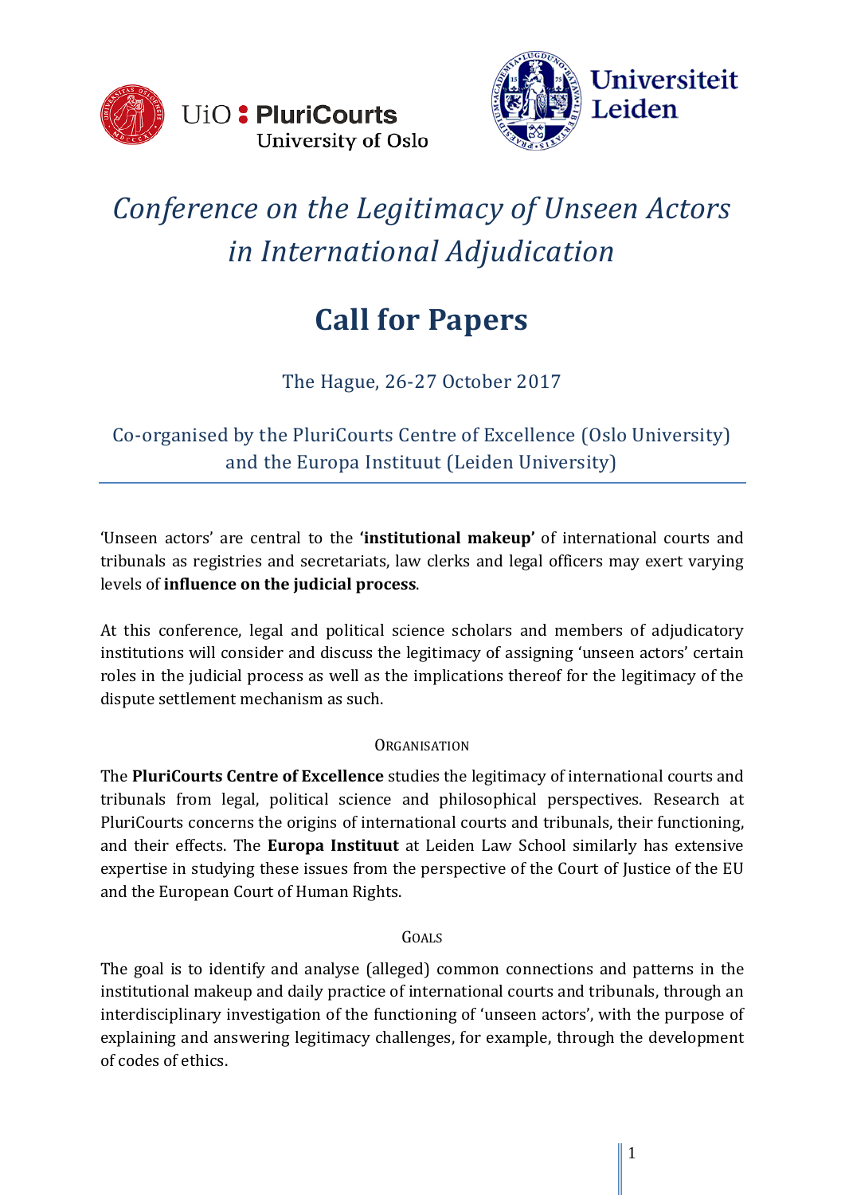UiO : PluriCourts
University of Oslo

Universiteit Leiden

# *Conference on the Legitimacy of Unseen Actors in International Adjudication*

# Call for Papers

The Hague, 26-27 October 2017

Co-organised by the PluriCourts Centre of Excellence (Oslo University) and the Europa Instituut (Leiden University)

---

'Unseen actors' are central to the **'institutional makeup'** of international courts and tribunals as registries and secretariats, law clerks and legal officers may exert varying levels of **influence on the judicial process**.

At this conference, legal and political science scholars and members of adjudicatory institutions will consider and discuss the legitimacy of assigning 'unseen actors' certain roles in the judicial process as well as the implications thereof for the legitimacy of the dispute settlement mechanism as such.

## ORGANISATION

The **PluriCourts Centre of Excellence** studies the legitimacy of international courts and tribunals from legal, political science and philosophical perspectives. Research at PluriCourts concerns the origins of international courts and tribunals, their functioning, and their effects. The **Europa Instituut** at Leiden Law School similarly has extensive expertise in studying these issues from the perspective of the Court of Justice of the EU and the European Court of Human Rights.

## GOALS

The goal is to identify and analyse (alleged) common connections and patterns in the institutional makeup and daily practice of international courts and tribunals, through an interdisciplinary investigation of the functioning of 'unseen actors', with the purpose of explaining and answering legitimacy challenges, for example, through the development of codes of ethics.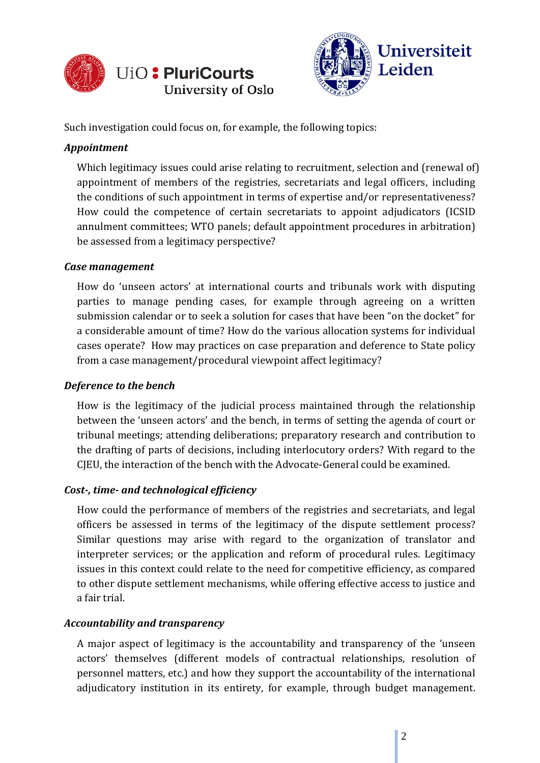Such investigation could focus on, for example, the following topics:

***Appointment***

Which legitimacy issues could arise relating to recruitment, selection and (renewal of) appointment of members of the registries, secretariats and legal officers, including the conditions of such appointment in terms of expertise and/or representativeness? How could the competence of certain secretariats to appoint adjudicators (ICSID annulment committees; WTO panels; default appointment procedures in arbitration) be assessed from a legitimacy perspective?

***Case management***

How do 'unseen actors' at international courts and tribunals work with disputing parties to manage pending cases, for example through agreeing on a written submission calendar or to seek a solution for cases that have been "on the docket" for a considerable amount of time? How do the various allocation systems for individual cases operate? How may practices on case preparation and deference to State policy from a case management/procedural viewpoint affect legitimacy?

***Deference to the bench***

How is the legitimacy of the judicial process maintained through the relationship between the 'unseen actors' and the bench, in terms of setting the agenda of court or tribunal meetings; attending deliberations; preparatory research and contribution to the drafting of parts of decisions, including interlocutory orders? With regard to the CJEU, the interaction of the bench with the Advocate-General could be examined.

***Cost-, time- and technological efficiency***

How could the performance of members of the registries and secretariats, and legal officers be assessed in terms of the legitimacy of the dispute settlement process? Similar questions may arise with regard to the organization of translator and interpreter services; or the application and reform of procedural rules. Legitimacy issues in this context could relate to the need for competitive efficiency, as compared to other dispute settlement mechanisms, while offering effective access to justice and a fair trial.

***Accountability and transparency***

A major aspect of legitimacy is the accountability and transparency of the 'unseen actors' themselves (different models of contractual relationships, resolution of personnel matters, etc.) and how they support the accountability of the international adjudicatory institution in its entirety, for example, through budget management.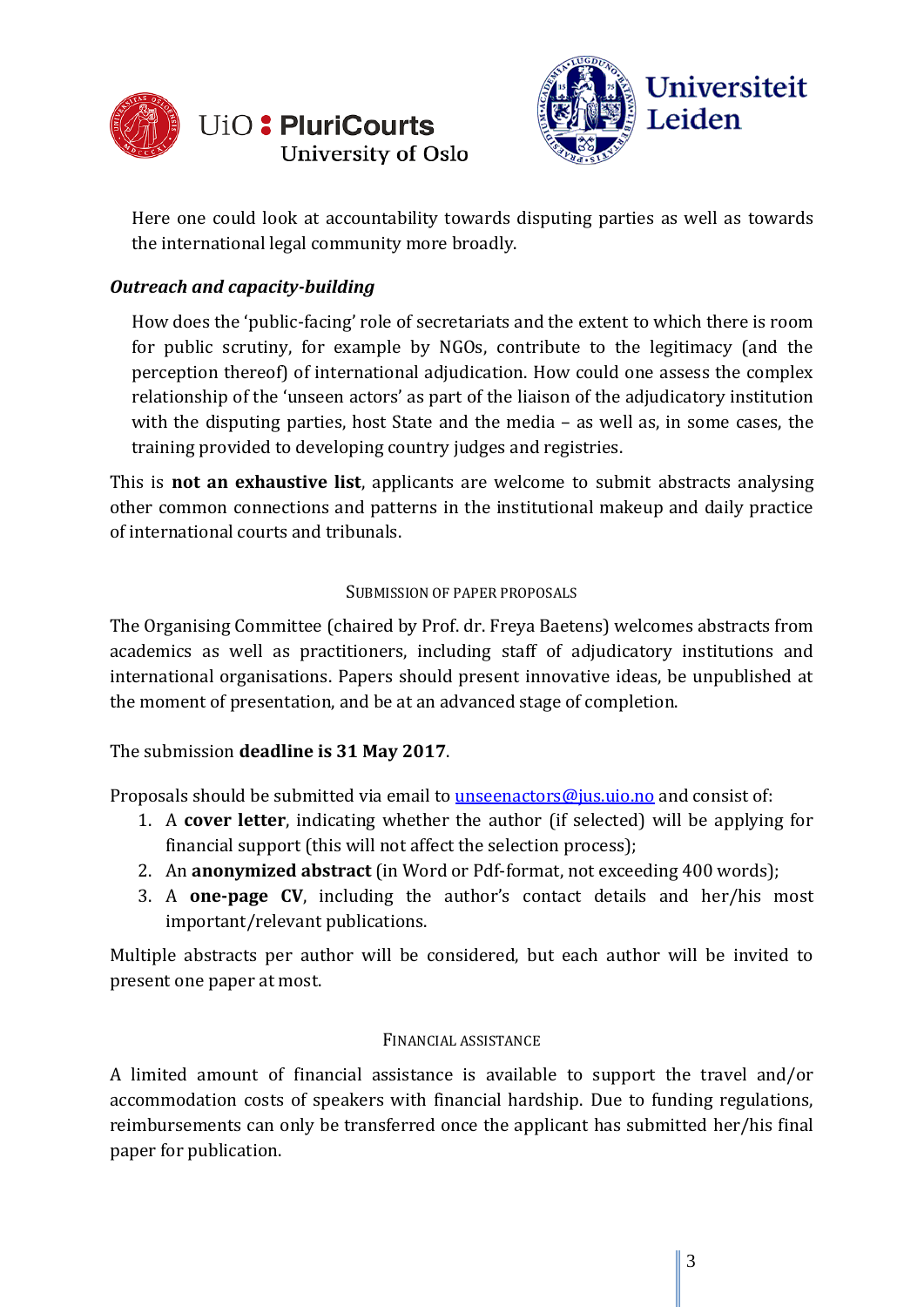Here one could look at accountability towards disputing parties as well as towards the international legal community more broadly.

***Outreach and capacity-building***

How does the 'public-facing' role of secretariats and the extent to which there is room for public scrutiny, for example by NGOs, contribute to the legitimacy (and the perception thereof) of international adjudication. How could one assess the complex relationship of the 'unseen actors' as part of the liaison of the adjudicatory institution with the disputing parties, host State and the media – as well as, in some cases, the training provided to developing country judges and registries.

This is **not an exhaustive list**, applicants are welcome to submit abstracts analysing other common connections and patterns in the institutional makeup and daily practice of international courts and tribunals.

## SUBMISSION OF PAPER PROPOSALS

The Organising Committee (chaired by Prof. dr. Freya Baetens) welcomes abstracts from academics as well as practitioners, including staff of adjudicatory institutions and international organisations. Papers should present innovative ideas, be unpublished at the moment of presentation, and be at an advanced stage of completion.

The submission **deadline is 31 May 2017**.

Proposals should be submitted via email to unseenactors@jus.uio.no and consist of:

1. A **cover letter**, indicating whether the author (if selected) will be applying for financial support (this will not affect the selection process);
2. An **anonymized abstract** (in Word or Pdf-format, not exceeding 400 words);
3. A **one-page CV**, including the author's contact details and her/his most important/relevant publications.

Multiple abstracts per author will be considered, but each author will be invited to present one paper at most.

## FINANCIAL ASSISTANCE

A limited amount of financial assistance is available to support the travel and/or accommodation costs of speakers with financial hardship. Due to funding regulations, reimbursements can only be transferred once the applicant has submitted her/his final paper for publication.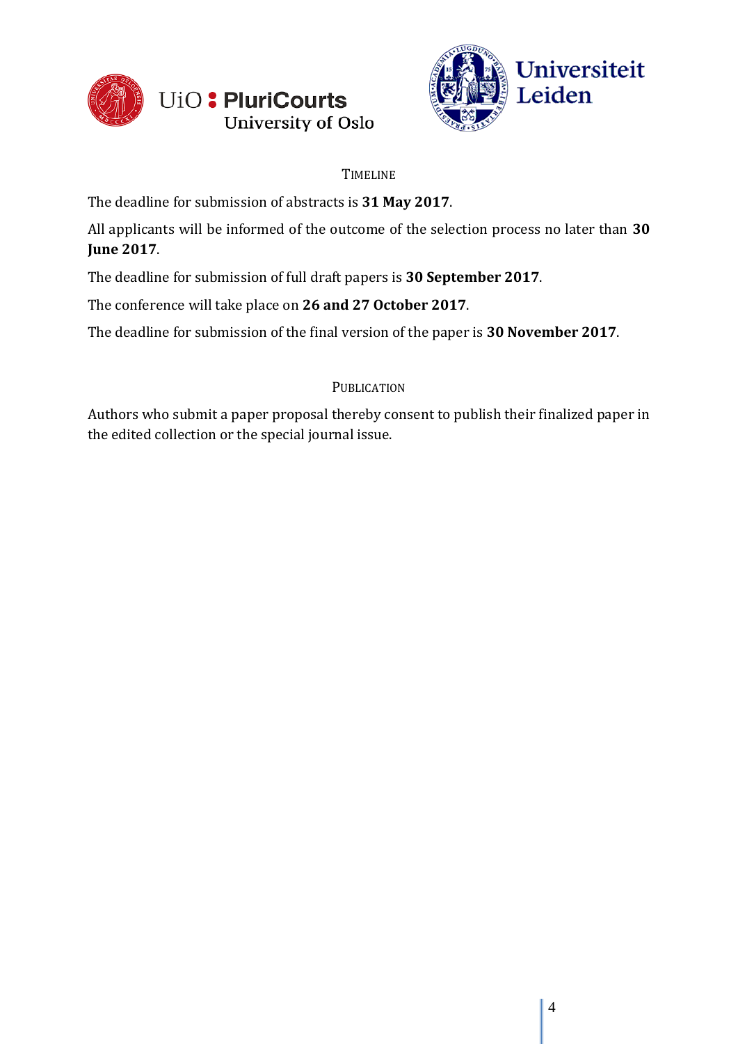## Timeline

The deadline for submission of abstracts is **31 May 2017**.

All applicants will be informed of the outcome of the selection process no later than **30 June 2017**.

The deadline for submission of full draft papers is **30 September 2017**.

The conference will take place on **26 and 27 October 2017**.

The deadline for submission of the final version of the paper is **30 November 2017**.

## Publication

Authors who submit a paper proposal thereby consent to publish their finalized paper in the edited collection or the special journal issue.